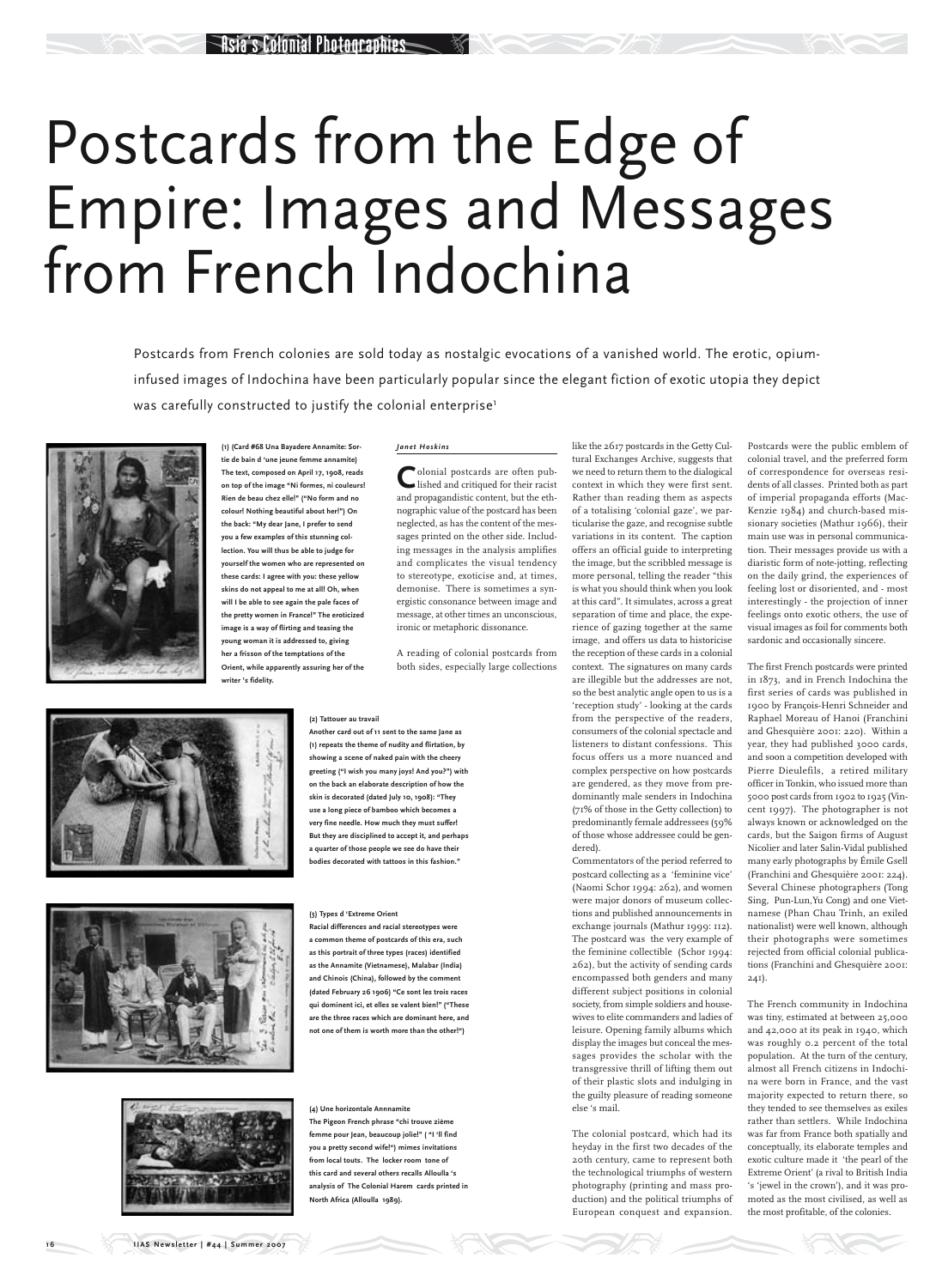# Postcards from the Edge of Empire: Images and Messages from French Indochina

Postcards from French colonies are sold today as nostalgic evocations of a vanished world. The erotic, opium-infused images of Indochina have been particularly popular since the elegant fiction of exotic utopia they depict was carefully constructed to justify the colonial enterprise[1]

**(1) (Card #68 Una Bayadere Annamite: Sortie de bain d 'une jeune femme annamite) The text, composed on April 17, 1908, reads on top of the image "Ni formes, ni couleurs! Rien de beau chez elle!" ("No form and no colour! Nothing beautiful about her!") On the back: "My dear Jane, I prefer to send you a few examples of this stunning collection. You will thus be able to judge for yourself the women who are represented on these cards: I agree with you: these yellow skins do not appeal to me at all! Oh, when will I be able to see again the pale faces of the pretty women in France!" The eroticized image is a way of flirting and teasing the young woman it is addressed to, giving her a frisson of the temptations of the Orient, while apparently assuring her of the writer 's fidelity.**

**(2) Tattouer au travail**
**Another card out of 11 sent to the same Jane as (1) repeats the theme of nudity and flirtation, by showing a scene of naked pain with the cheery greeting ("I wish you many joys! And you?") with on the back an elaborate description of how the skin is decorated (dated July 10, 1908): "They use a long piece of bamboo which becomes a very fine needle. How much they must suffer! But they are disciplined to accept it, and perhaps a quarter of those people we see do have their bodies decorated with tattoos in this fashion."**

**(3) Types d 'Extreme Orient**
**Racial differences and racial stereotypes were a common theme of postcards of this era, such as this portrait of three types (races) identified as the Annamite (Vietnamese), Malabar (India) and Chinois (China), followed by the comment (dated February 26 1906) "Ce sont les trois races qui dominent ici, et elles se valent bien!" ("These are the three races which are dominant here, and not one of them is worth more than the other!")**

**(4) Une horizontale Annnamite**
**The Pigeon French phrase "chi trouve zième femme pour Jean, beaucoup jolie!" ( "I 'll find you a pretty second wife!") mimes invitations from local touts. The locker room tone of this card and several others recalls Alloulla 's analysis of The Colonial Harem cards printed in North Africa (Alloulla 1989).**

*Janet Hoskins*

Colonial postcards are often published and critiqued for their racist and propagandistic content, but the ethnographic value of the postcard has been neglected, as has the content of the messages printed on the other side. Including messages in the analysis amplifies and complicates the visual tendency to stereotype, exoticise and, at times, demonise. There is sometimes a synergistic consonance between image and message, at other times an unconscious, ironic or metaphoric dissonance.

A reading of colonial postcards from both sides, especially large collections like the 2617 postcards in the Getty Cultural Exchanges Archive, suggests that we need to return them to the dialogical context in which they were first sent. Rather than reading them as aspects of a totalising 'colonial gaze', we particularise the gaze, and recognise subtle variations in its content. The caption offers an official guide to interpreting the image, but the scribbled message is more personal, telling the reader "this is what you should think when you look at this card". It simulates, across a great separation of time and place, the experience of gazing together at the same image, and offers us data to historicise the reception of these cards in a colonial context. The signatures on many cards are illegible but the addresses are not, so the best analytic angle open to us is a 'reception study' - looking at the cards from the perspective of the readers, consumers of the colonial spectacle and listeners to distant confessions. This focus offers us a more nuanced and complex perspective on how postcards are gendered, as they move from predominantly male senders in Indochina (71% of those in the Getty collection) to predominantly female addressees (59% of those whose addressee could be gendered).

Commentators of the period referred to postcard collecting as a 'feminine vice' (Naomi Schor 1994: 262), and women were major donors of museum collections and published announcements in exchange journals (Mathur 1999: 112). The postcard was the very example of the feminine collectible (Schor 1994: 262), but the activity of sending cards encompassed both genders and many different subject positions in colonial society, from simple soldiers and housewives to elite commanders and ladies of leisure. Opening family albums which display the images but conceal the messages provides the scholar with the transgressive thrill of lifting them out of their plastic slots and indulging in the guilty pleasure of reading someone else 's mail.

The colonial postcard, which had its heyday in the first two decades of the 20th century, came to represent both the technological triumphs of western photography (printing and mass production) and the political triumphs of European conquest and expansion. Postcards were the public emblem of colonial travel, and the preferred form of correspondence for overseas residents of all classes. Printed both as part of imperial propaganda efforts (MacKenzie 1984) and church-based missionary societies (Mathur 1966), their main use was in personal communication. Their messages provide us with a diaristic form of note-jotting, reflecting on the daily grind, the experiences of feeling lost or disoriented, and - most interestingly - the projection of inner feelings onto exotic others, the use of visual images as foil for comments both sardonic and occasionally sincere.

The first French postcards were printed in 1873, and in French Indochina the first series of cards was published in 1900 by François-Henri Schneider and Raphael Moreau of Hanoi (Franchini and Ghesquière 2001: 220). Within a year, they had published 3000 cards, and soon a competition developed with Pierre Dieulefils, a retired military officer in Tonkin, who issued more than 5000 post cards from 1902 to 1925 (Vincent 1997). The photographer is not always known or acknowledged on the cards, but the Saigon firms of August Nicolier and later Salin-Vidal published many early photographs by Émile Gsell (Franchini and Ghesquière 2001: 224). Several Chinese photographers (Tong Sing, Pun-Lun,Yu Cong) and one Vietnamese (Phan Chau Trinh, an exiled nationalist) were well known, although their photographs were sometimes rejected from official colonial publications (Franchini and Ghesquière 2001: 241).

The French community in Indochina was tiny, estimated at between 25,000 and 42,000 at its peak in 1940, which was roughly 0.2 percent of the total population. At the turn of the century, almost all French citizens in Indochina were born in France, and the vast majority expected to return there, so they tended to see themselves as exiles rather than settlers. While Indochina was far from France both spatially and conceptually, its elaborate temples and exotic culture made it 'the pearl of the Extreme Orient' (a rival to British India 's 'jewel in the crown'), and it was promoted as the most civilised, as well as the most profitable, of the colonies.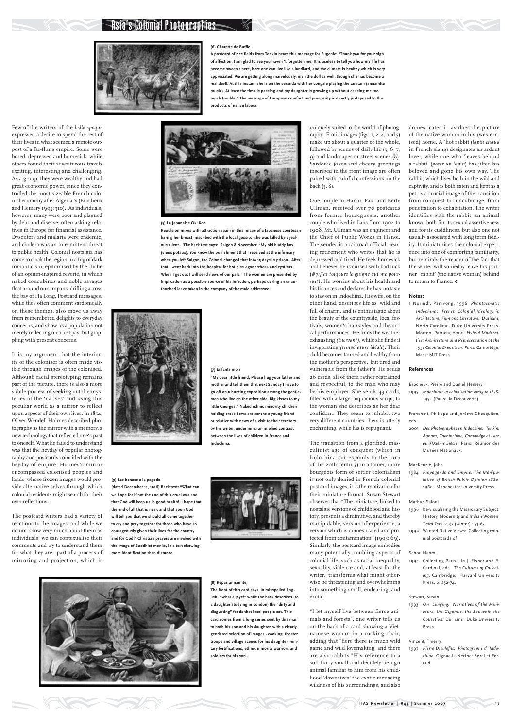**(6) Charette de Buffle**

**A postcard of rice fields from Tonkin bears this message for Eugenie: "Thank you for your sign of affection. I am glad to see you haven 't forgotten me. It is useless to tell you how my life has become sweeter here, here one can live like a landlord, and the climate is healthy which is very appreciated. We are getting along marvelously, my little doll as well, though she has become a real devil. At this instant she is on the veranda with her congaie playing the tamtam (annamite music). At least the time is passing and my daughter is growing up without causing me too much trouble." The message of European comfort and prosperity is directly juxtaposed to the products of native labour.**

Few of the writers of the *belle epoque* expressed a desire to spend the rest of their lives in what seemed a remote outpost of a far-flung empire. Some were bored, depressed and homesick, while others found their adventurous travels exciting, interesting and challenging. As a group, they were wealthy and had great economic power, since they controlled the most sizeable French colonial economy after Algeria 's (Brocheux and Hemery 1995: 310). As individuals, however, many were poor and plagued by debt and disease, often asking relatives in Europe for financial assistance. Dysentery and malaria were endemic, and cholera was an intermittent threat to public health. Colonial nostalgia has come to cloak the region in a fog of dark romanticism, epitomised by the cliché of an opium-inspired reverie, in which naked concubines and noble savages float around on sampans, drifting across the bay of Ha Long. Postcard messages, while they often comment sardonically on these themes, also move us away from remembered delights to everyday concerns, and show us a population not merely reflecting on a lost past but grappling with present concerns.

It is my argument that the interiority of the coloniser is often made visible through images of the colonised. Although racial stereotyping remains part of the picture, there is also a more subtle process of seeking out the mysteries of the 'natives' and using this peculiar world as a mirror to reflect upon aspects of their own lives. In 1854, Oliver Wendell Holmes described photography as the mirror with a memory, a new technology that reflected one's past to oneself. What he failed to understand was that the heyday of popular photography and postcards coincided with the heyday of empire. Holmes's mirror encompassed colonised peoples and lands, whose frozen images would provide alternative selves through which colonial residents might search for their own reflections.

The postcard writers had a variety of reactions to the images, and while we do not know very much about them as individuals, we can contexualise their comments and try to understand them for what they are - part of a process of mirroring and projection, which is uniquely suited to the world of photography. Erotic images (figs. 1, 2, 4, and 5) make up about a quarter of the whole, followed by scenes of daily life (3, 6, 7, 9) and landscapes or street scenes (8). Sardonic jokes and cheery greetings inscribed in the front image are often paired with painful confessions on the back (5, 8).

**(5) La Japanaise Oki Kon**

**Repulsion mixes with attraction again in this image of a Japanese courtesan baring her breast, inscribed with the local gossip: she was killed by a jealous client . The back text says: Saigon 8 November. "My old buddy boy (vieux potaux), You know the punishment that I received at the infirmary when you left Saigon, the Colonel changed that into 15 days in prison. After that I went back into the hospital for hot piss <gonorrhea> and cystitus. When I get out I will send news of our pals." The women are presented by implication as a possible source of his infection, perhaps during an unauthorized leave taken in the company of the male addressee.**

**(7) Enfants mois**

**"My dear little friend, Please hug your father and mother and tell them that next Sunday I have to go off on a hunting expedition among the gentlemen who live on the other side. Big kisses to my little Georges." Naked ethnic minority children holding cross bows are sent to a young friend or relative with news of a visit to their territory by the writer, underlining an implied contrast between the lives of children in France and Indochina.**

**(9) Les bonzes a la pagode**

**(dated December 11, 1916) Back text: "What can we hope for if not the end of this cruel war and that God will keep us in good health! I hope that the end of all that is near, and that soon God will tell you that we should all come together to cry and pray together for those who have so courageously given their lives for the country and for God!" Christian prayers are invoked with the image of Buddhist monks, in a text showing more identification than distance.**

**(8) Repas annamite,**

**The front of this card says in misspelled English, "What a joye!" while the back describes (to a daughter studying in London) the "dirty and disgusting" foods that local people eat. This card comes from a long series sent by this man to both his son and his daughter, with a clearly gendered selection of images - cooking, theater troops and village scenes for his daughter, military fortifications, ethnic minority warriors and soldiers for his son.**

One couple in Hanoi, Paul and Berte Ullman, received over 70 postcards from former houseguests, another couple who lived in Laos from 1904 to 1908. Mr. Ullman was an engineer and the Chief of Public Works in Hanoi. The sender is a railroad official nearing retirement who writes that he is depressed and tired. He feels homesick and believes he is cursed with bad luck (*#7:J'ai toujours le guigne qui me poursuit)*, He worries about his health and his finances and declares he has no taste to stay on in Indochina. His wife, on the other hand, describes life as wild and full of charm, and is enthusiastic about the beauty of the countryside, local festivals, women's hairstyles and theatrical performances. He finds the weather exhausting *(énervant)*, while she finds it invigorating *(température idéale*). Their child becomes tanned and healthy from the mother's perspective, but tired and vulnerable from the father's. He sends 26 cards, all of them rather restrained and respectful, to the man who may be his employer. She sends 43 cards, filled with a large, loquacious script, to the woman she describes as her dear confidant. They seem to inhabit two very different countries - hers is utterly enchanting, while his is repugnant.

The transition from a glorified, masculinist age of conquest (which in Indochina corresponds to the turn of the 20th century) to a tamer, more bourgeois form of settler colonialism is not only denied in French colonial postcard images, it is the motivation for their miniature format. Susan Stewart observes that "The miniature, linked to nostalgic versions of childhood and history, presents a diminutive, and thereby manipulable, version of experience, a version which is domesticated and protected from contamination" (1993: 69). Similarly, the postcard image embodies many potentially troubling aspects of colonial life, such as racial inequality, sexuality, violence and, at least for the writer, transforms what might otherwise be threatening and overwhelming into something small, endearing, and exotic.

"I let myself live between fierce animals and forests", one writer tells us on the back of a card showing a Vietnamese woman in a rocking chair, adding that "here there is much wild game and wild lovemaking, and there are also rabbits."His reference to a soft furry small and decidely benign animal familiar to him from his childhood 'downsizes' the exotic menacing wildness of his surroundings, and also domesticates it, as does the picture of the native woman in his (westernised) home. A 'hot rabbit'(*lapin chaud* in French slang) designates an ardent lover, while one who 'leaves behind a rabbit' (*poser un lapin*) has jilted his beloved and gone his own way. The rabbit, which lives both in the wild and captivity, and is both eaten and kept as a pet, is a crucial image of the transition from conquest to concubinage, from penetration to cohabitation. The writer identifies with the rabbit, an animal known both for its sexual assertiveness and for its cuddliness, but also one not usually associated with long term fidelity. It miniaturises the colonial experience into one of comforting familiarity, but reminds the reader of the fact that the writer will someday leave his partner 'rabbit' (the native woman) behind to return to France. <

### Notes:

1 Norindr, Panivong, 1996. *Phantasmatic Indochina: French Colonial Ideology in Architecture, Film and Literature*. Durham, North Carolina: Duke University Press. Morton, Patricia, 2000. *Hybrid Modernities: Architecture and Representation at the 1931 Colonial Exposition, Paris*. Cambridge, Mass: MIT Press.

### References

Brocheux, Pierre and Daniel Hemery

1995 *Indochine: la colonisation amigue* 1858-1954 (Paris: la Decouverte).

Franchini, Philippe and Jerôme Ghesquière, eds.

2001 *Des Photographes en Indochine: Tonkin, Annam, Cochinchine, Cambodge et Laos au XIXième Siècle*. Paris: Réunion des Musées Nationaux.

MacKenzie, John

1984 *Propaganda and Empire: The Manipulation of British Public Opinion 1880-1960*, Manchester University Press.

Mathur, Saloni

1996 Re-visualising the Missionary Subject: History, Modernity and Indian Women. *Third Text*. v. 37 (winter) : 53-63.

1999 Wanted Native Views: Collecting colonial postcards of

Schor, Naomi

1994 Collecting Paris. In J. Elsner and R. Cardinal, eds. *The Cultures of Collecting*, Cambridge: Harvard University Press, p. 252-74.

Stewart, Susan

1993 *On Longing: Narratives of the Miniature, the Gigantic, the Souvenir, the Collection*. Durham: Duke University Press.

Vincent, Thierry

1997 *Pierre Dieulefils: Photographe d 'Indochine*. Gignac-la-Nerthe: Borel et Feraud.